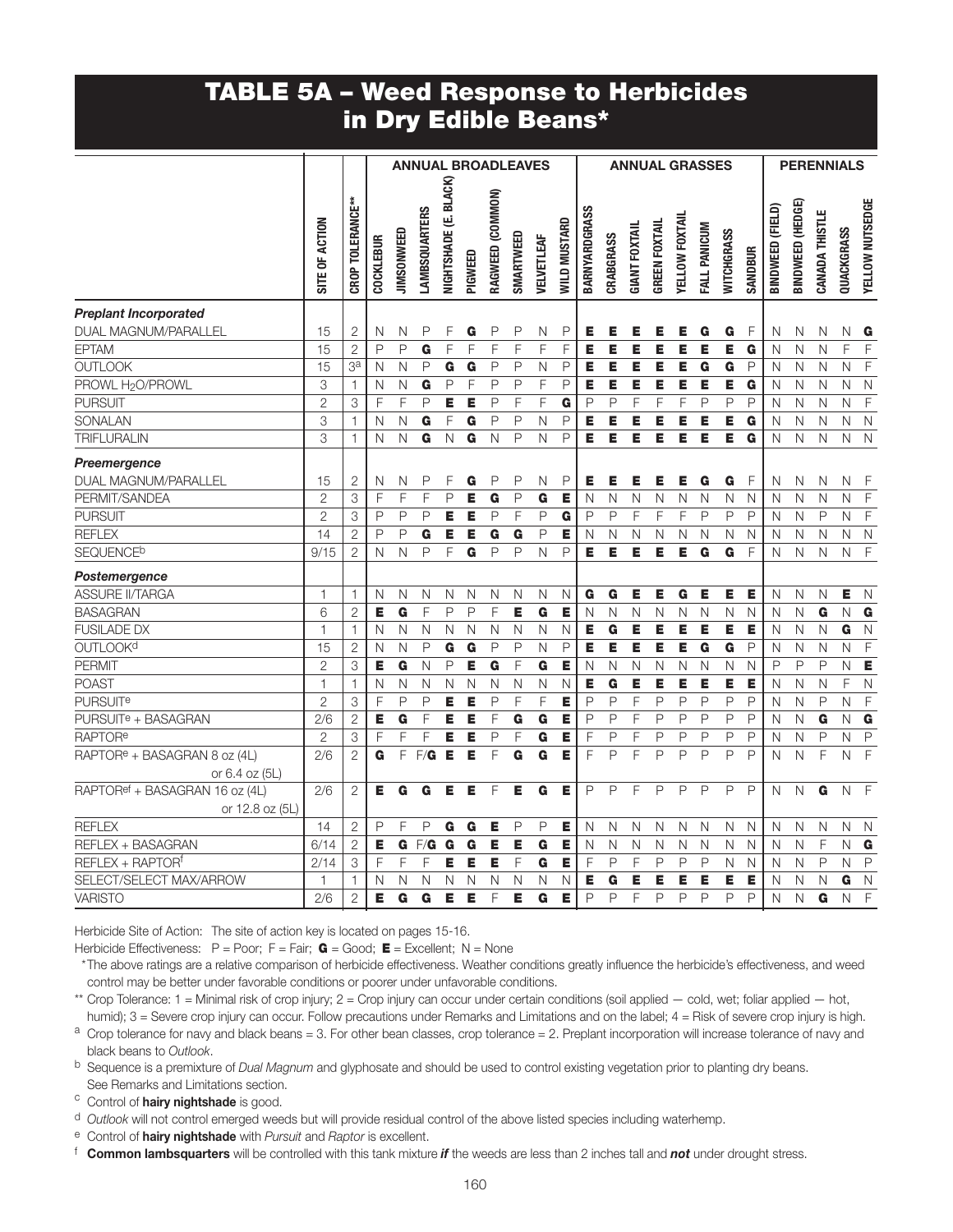# TABLE 5A – Weed Response to Herbicides in Dry Edible Beans*

| | | | ANNUAL BROADLEAVES | | | | | | | | | ANNUAL GRASSES | | | | | | | | PERENNIALS | | | | |
|---|---|---|---|---|---|---|---|---|---|---|---|---|---|---|---|---|---|---|---|---|---|---|---|---|
| | SITE OF ACTION | CROP TOLERANCE** | COCKLEBUR | JIMSONWEED | LAMBSQUARTERS | NIGHTSHADE (E. BLACK) | PIGWEED | RAGWEED (COMMON) | SMARTWEED | VELVETLEAF | WILD MUSTARD | BARNYARDGRASS | CRABGRASS | GIANT FOXTAIL | GREEN FOXTAIL | YELLOW FOXTAIL | FALL PANICUM | WITCHGRASS | SANDBUR | BINDWEED (FIELD) | BINDWEED (HEDGE) | CANADA THISTLE | QUACKGRASS | YELLOW NUTSEDGE |
| ***Preplant Incorporated*** | | | | | | | | | | | | | | | | | | | | | | | | |
| DUAL MAGNUM/PARALLEL | 15 | 2 | N | N | P | F | **G** | P | P | N | P | **E** | **E** | **E** | **E** | **E** | **G** | **G** | F | N | N | N | N | **G** |
| EPTAM | 15 | 2 | P | P | **G** | F | F | F | F | F | F | **E** | **E** | **E** | **E** | **E** | **E** | **E** | **G** | N | N | N | F | F |
| OUTLOOK | 15 | 3[a] | N | N | P | **G** | **G** | P | P | N | P | **E** | **E** | **E** | **E** | **E** | **G** | **G** | P | N | N | N | N | F |
| PROWL $H_2O$/PROWL | 3 | 1 | N | N | **G** | P | F | P | P | F | P | **E** | **E** | **E** | **E** | **E** | **E** | **E** | **G** | N | N | N | N | N |
| PURSUIT | 2 | 3 | F | F | P | **E** | **E** | P | F | F | **G** | P | P | F | F | F | P | P | P | N | N | N | N | F |
| SONALAN | 3 | 1 | N | N | **G** | F | **G** | P | P | N | P | **E** | **E** | **E** | **E** | **E** | **E** | **E** | **G** | N | N | N | N | N |
| TRIFLURALIN | 3 | 1 | N | N | **G** | N | **G** | N | P | N | P | **E** | **E** | **E** | **E** | **E** | **E** | **E** | **G** | N | N | N | N | N |
| ***Preemergence*** | | | | | | | | | | | | | | | | | | | | | | | | |
| DUAL MAGNUM/PARALLEL | 15 | 2 | N | N | P | F | **G** | P | P | N | P | **E** | **E** | **E** | **E** | **E** | **G** | **G** | F | N | N | N | N | F |
| PERMIT/SANDEA | 2 | 3 | F | F | F | P | **E** | **G** | P | **G** | **E** | N | N | N | N | N | N | N | N | N | N | N | N | F |
| PURSUIT | 2 | 3 | P | P | P | **E** | **E** | P | F | P | **G** | P | P | F | F | F | P | P | P | N | N | P | N | F |
| REFLEX | 14 | 2 | P | P | **G** | **E** | **E** | **G** | **G** | P | **E** | N | N | N | N | N | N | N | N | N | N | N | N | N |
| SEQUENCE[b] | 9/15 | 2 | N | N | P | F | **G** | P | P | N | P | **E** | **E** | **E** | **E** | **E** | **G** | **G** | F | N | N | N | N | F |
| ***Postemergence*** | | | | | | | | | | | | | | | | | | | | | | | | |
| ASSURE II/TARGA | 1 | 1 | N | N | N | N | N | N | N | N | N | **G** | **G** | **E** | **E** | **G** | **E** | **E** | **E** | N | N | N | **E** | N |
| BASAGRAN | 6 | 2 | **E** | **G** | F | P | P | F | **E** | **G** | **E** | N | N | N | N | N | N | N | N | N | N | **G** | N | **G** |
| FUSILADE DX | 1 | 1 | N | N | N | N | N | N | N | N | N | **E** | **G** | **E** | **E** | **E** | **E** | **E** | **E** | N | N | N | **G** | N |
| OUTLOOK[d] | 15 | 2 | N | N | P | **G** | **G** | P | P | N | P | **E** | **E** | **E** | **E** | **E** | **G** | **G** | P | N | N | N | N | F |
| PERMIT | 2 | 3 | **E** | **G** | N | P | **E** | **G** | F | **G** | **E** | N | N | N | N | N | N | N | N | P | P | P | N | **E** |
| POAST | 1 | 1 | N | N | N | N | N | N | N | N | N | **E** | **G** | **E** | **E** | **E** | **E** | **E** | **E** | N | N | N | F | N |
| PURSUIT[e] | 2 | 3 | F | P | P | **E** | **E** | P | F | F | **E** | P | P | F | P | P | P | P | P | N | N | P | N | F |
| PURSUIT[e] + BASAGRAN | 2/6 | 2 | **E** | **G** | F | **E** | **E** | F | **G** | **G** | **E** | P | P | F | P | P | P | P | P | N | N | **G** | N | **G** |
| RAPTOR[e] | 2 | 3 | F | F | F | **E** | **E** | P | F | **G** | **E** | F | P | F | P | P | P | P | P | N | N | P | N | P |
| RAPTOR[e] + BASAGRAN 8 oz (4L) or 6.4 oz (5L) | 2/6 | 2 | **G** | F | F/**G** | **E** | **E** | F | **G** | **G** | **E** | F | P | F | P | P | P | P | P | N | N | F | N | F |
| RAPTOR[ef] + BASAGRAN 16 oz (4L) or 12.8 oz (5L) | 2/6 | 2 | **E** | **G** | **G** | **E** | **E** | F | **E** | **G** | **E** | P | P | F | P | P | P | P | P | N | N | **G** | N | F |
| REFLEX | 14 | 2 | P | F | P | **G** | **G** | **E** | P | P | **E** | N | N | N | N | N | N | N | N | N | N | N | N | N |
| REFLEX + BASAGRAN | 6/14 | 2 | **E** | **G** | F/**G** | **G** | **G** | **E** | **E** | **G** | **E** | N | N | N | N | N | N | N | N | N | N | F | N | **G** |
| REFLEX + RAPTOR[f] | 2/14 | 3 | F | F | F | **E** | **E** | **E** | F | **G** | **E** | F | P | F | P | P | P | N | N | N | N | P | N | P |
| SELECT/SELECT MAX/ARROW | 1 | 1 | N | N | N | N | N | N | N | N | N | **E** | **G** | **E** | **E** | **E** | **E** | **E** | **E** | N | N | N | **G** | N |
| VARISTO | 2/6 | 2 | **E** | **G** | **G** | **E** | **E** | F | **E** | **G** | **E** | P | P | F | P | P | P | P | P | N | N | **G** | N | F |

Herbicide Site of Action: The site of action key is located on pages 15-16.

Herbicide Effectiveness: P = Poor; F = Fair; **G** = Good; **E** = Excellent; N = None

*The above ratings are a relative comparison of herbicide effectiveness. Weather conditions greatly influence the herbicide's effectiveness, and weed control may be better under favorable conditions or poorer under unfavorable conditions.

** Crop Tolerance: 1 = Minimal risk of crop injury; 2 = Crop injury can occur under certain conditions (soil applied — cold, wet; foliar applied — hot, humid); 3 = Severe crop injury can occur. Follow precautions under Remarks and Limitations and on the label; 4 = Risk of severe crop injury is high.

[a] Crop tolerance for navy and black beans = 3. For other bean classes, crop tolerance = 2. Preplant incorporation will increase tolerance of navy and black beans to *Outlook*.

[b] Sequence is a premixture of *Dual Magnum* and glyphosate and should be used to control existing vegetation prior to planting dry beans. See Remarks and Limitations section.

[c] Control of **hairy nightshade** is good.

[d] *Outlook* will not control emerged weeds but will provide residual control of the above listed species including waterhemp.

[e] Control of **hairy nightshade** with *Pursuit* and *Raptor* is excellent.

[f] **Common lambsquarters** will be controlled with this tank mixture ***if*** the weeds are less than 2 inches tall and ***not*** under drought stress.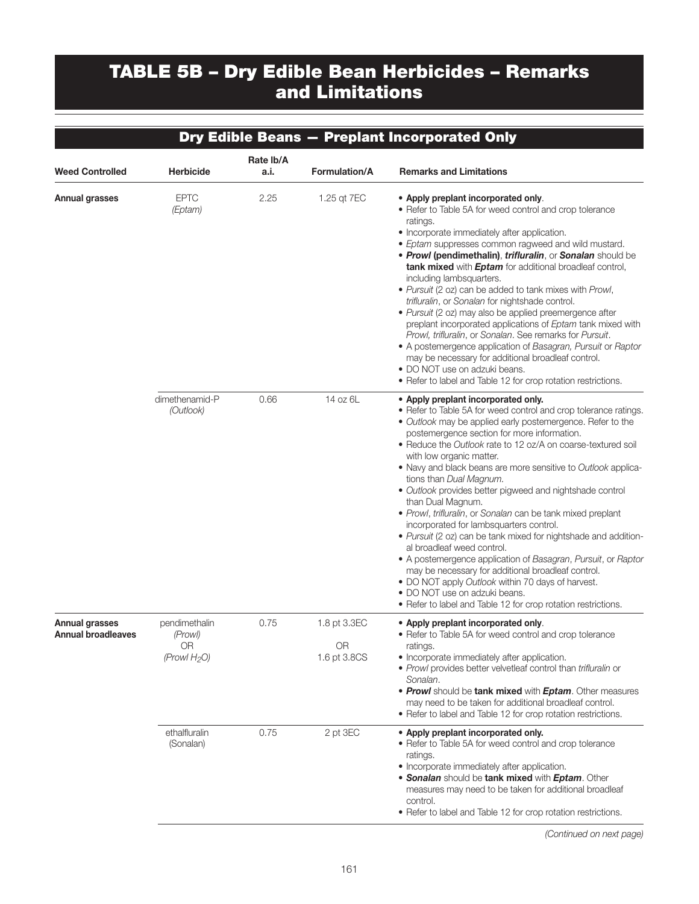# TABLE 5B – Dry Edible Bean Herbicides – Remarks and Limitations

## Dry Edible Beans — Preplant Incorporated Only

| Weed Controlled | Herbicide | Rate lb/A a.i. | Formulation/A | Remarks and Limitations |
|---|---|---|---|---|
| **Annual grasses** | EPTC *(Eptam)* | 2.25 | 1.25 qt 7EC | • **Apply preplant incorporated only**.<br>• Refer to Table 5A for weed control and crop tolerance ratings.<br>• Incorporate immediately after application.<br>• *Eptam* suppresses common ragweed and wild mustard.<br>• ***Prowl* (pendimethalin)**, ***trifluralin***, or ***Sonalan*** should be **tank mixed** with ***Eptam*** for additional broadleaf control, including lambsquarters.<br>• *Pursuit* (2 oz) can be added to tank mixes with *Prowl*, *trifluralin*, or *Sonalan* for nightshade control.<br>• *Pursuit* (2 oz) may also be applied preemergence after preplant incorporated applications of *Eptam* tank mixed with *Prowl, trifluralin*, or *Sonalan*. See remarks for *Pursuit*.<br>• A postemergence application of *Basagran, Pursuit* or *Raptor* may be necessary for additional broadleaf control.<br>• DO NOT use on adzuki beans.<br>• Refer to label and Table 12 for crop rotation restrictions. |
| | dimethenamid-P *(Outlook)* | 0.66 | 14 oz 6L | • **Apply preplant incorporated only.**<br>• Refer to Table 5A for weed control and crop tolerance ratings.<br>• *Outlook* may be applied early postemergence. Refer to the postemergence section for more information.<br>• Reduce the *Outlook* rate to 12 oz/A on coarse-textured soil with low organic matter.<br>• Navy and black beans are more sensitive to *Outlook* applications than *Dual Magnum*.<br>• *Outlook* provides better pigweed and nightshade control than Dual Magnum.<br>• *Prowl*, *trifluralin*, or *Sonalan* can be tank mixed preplant incorporated for lambsquarters control.<br>• *Pursuit* (2 oz) can be tank mixed for nightshade and additional broadleaf weed control.<br>• A postemergence application of *Basagran*, *Pursuit*, or *Raptor* may be necessary for additional broadleaf control.<br>• DO NOT apply *Outlook* within 70 days of harvest.<br>• DO NOT use on adzuki beans.<br>• Refer to label and Table 12 for crop rotation restrictions. |
| **Annual grasses Annual broadleaves** | pendimethalin *(Prowl)* OR *(Prowl $H_2O$)* | 0.75 | 1.8 pt 3.3EC OR 1.6 pt 3.8CS | • **Apply preplant incorporated only**.<br>• Refer to Table 5A for weed control and crop tolerance ratings.<br>• Incorporate immediately after application.<br>• *Prowl* provides better velvetleaf control than *trifluralin* or *Sonalan*.<br>• ***Prowl*** should be **tank mixed** with ***Eptam***. Other measures may need to be taken for additional broadleaf control.<br>• Refer to label and Table 12 for crop rotation restrictions. |
| | ethalfluralin (Sonalan) | 0.75 | 2 pt 3EC | • **Apply preplant incorporated only.**<br>• Refer to Table 5A for weed control and crop tolerance ratings.<br>• Incorporate immediately after application.<br>• ***Sonalan*** should be **tank mixed** with ***Eptam***. Other measures may need to be taken for additional broadleaf control.<br>• Refer to label and Table 12 for crop rotation restrictions. |

*(Continued on next page)*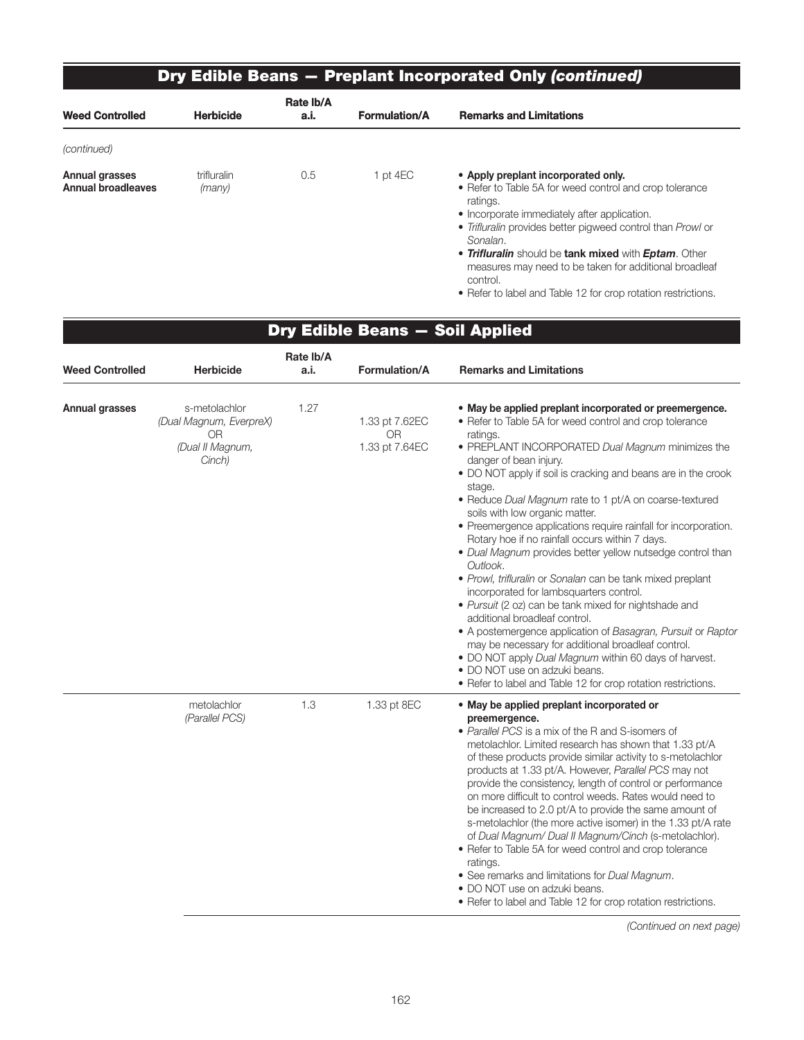## Dry Edible Beans — Preplant Incorporated Only *(continued)*

| Weed Controlled | Herbicide | Rate lb/A a.i. | Formulation/A | Remarks and Limitations |
|---|---|---|---|---|
| *(continued)* | | | | |
| **Annual grasses Annual broadleaves** | trifluralin *(many)* | 0.5 | 1 pt 4EC | • **Apply preplant incorporated only.** • Refer to Table 5A for weed control and crop tolerance ratings. • Incorporate immediately after application. • *Trifluralin* provides better pigweed control than *Prowl* or *Sonalan*. • ***Trifluralin*** should be **tank mixed** with ***Eptam***. Other measures may need to be taken for additional broadleaf control. • Refer to label and Table 12 for crop rotation restrictions. |

## Dry Edible Beans — Soil Applied

| Weed Controlled | Herbicide | Rate lb/A a.i. | Formulation/A | Remarks and Limitations |
|---|---|---|---|---|
| **Annual grasses** | s-metolachlor *(Dual Magnum, EverpreX)* OR *(Dual II Magnum, Cinch)* | 1.27 | 1.33 pt 7.62EC OR 1.33 pt 7.64EC | • **May be applied preplant incorporated or preemergence.** • Refer to Table 5A for weed control and crop tolerance ratings. • PREPLANT INCORPORATED *Dual Magnum* minimizes the danger of bean injury. • DO NOT apply if soil is cracking and beans are in the crook stage. • Reduce *Dual Magnum* rate to 1 pt/A on coarse-textured soils with low organic matter. • Preemergence applications require rainfall for incorporation. Rotary hoe if no rainfall occurs within 7 days. • *Dual Magnum* provides better yellow nutsedge control than *Outlook*. • *Prowl, trifluralin* or *Sonalan* can be tank mixed preplant incorporated for lambsquarters control. • *Pursuit* (2 oz) can be tank mixed for nightshade and additional broadleaf control. • A postemergence application of *Basagran, Pursuit* or *Raptor* may be necessary for additional broadleaf control. • DO NOT apply *Dual Magnum* within 60 days of harvest. • DO NOT use on adzuki beans. • Refer to label and Table 12 for crop rotation restrictions. |
| | metolachlor *(Parallel PCS)* | 1.3 | 1.33 pt 8EC | • **May be applied preplant incorporated or preemergence.** • *Parallel PCS* is a mix of the R and S-isomers of metolachlor. Limited research has shown that 1.33 pt/A of these products provide similar activity to s-metolachlor products at 1.33 pt/A. However, *Parallel PCS* may not provide the consistency, length of control or performance on more difficult to control weeds. Rates would need to be increased to 2.0 pt/A to provide the same amount of s-metolachlor (the more active isomer) in the 1.33 pt/A rate of *Dual Magnum/ Dual II Magnum/Cinch* (s-metolachlor). • Refer to Table 5A for weed control and crop tolerance ratings. • See remarks and limitations for *Dual Magnum*. • DO NOT use on adzuki beans. • Refer to label and Table 12 for crop rotation restrictions. |

*(Continued on next page)*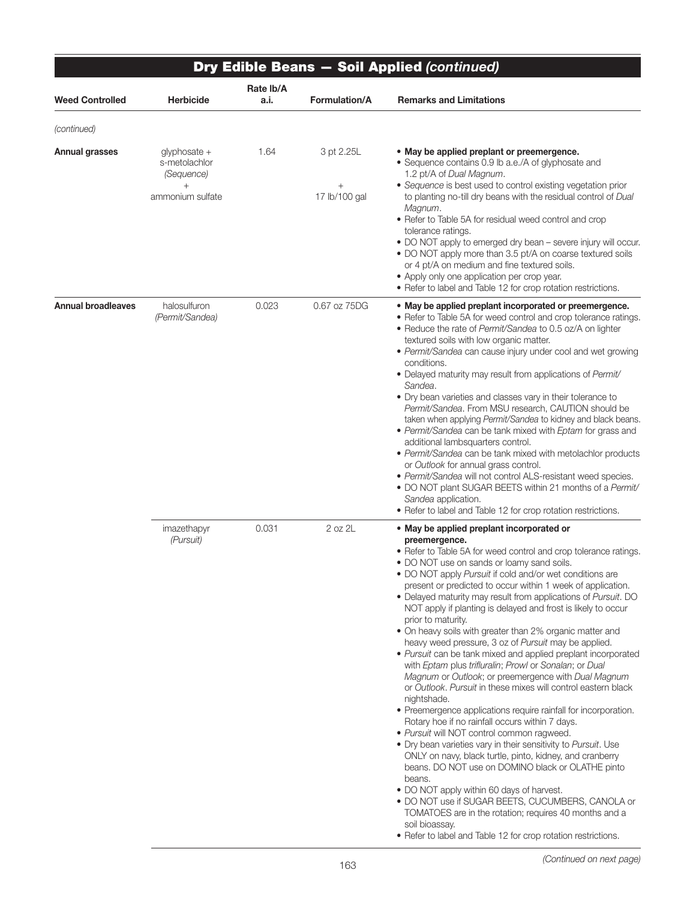## Dry Edible Beans — Soil Applied *(continued)*

| Weed Controlled | Herbicide | Rate lb/A a.i. | Formulation/A | Remarks and Limitations |
|---|---|---|---|---|
| *(continued)* | | | | |
| **Annual grasses** | glyphosate + s-metolachlor *(Sequence)* + ammonium sulfate | 1.64 | 3 pt 2.25L + 17 lb/100 gal | • **May be applied preplant or preemergence.**<br>• Sequence contains 0.9 lb a.e./A of glyphosate and 1.2 pt/A of *Dual Magnum*.<br>• *Sequence* is best used to control existing vegetation prior to planting no-till dry beans with the residual control of *Dual Magnum*.<br>• Refer to Table 5A for residual weed control and crop tolerance ratings.<br>• DO NOT apply to emerged dry bean – severe injury will occur.<br>• DO NOT apply more than 3.5 pt/A on coarse textured soils or 4 pt/A on medium and fine textured soils.<br>• Apply only one application per crop year.<br>• Refer to label and Table 12 for crop rotation restrictions. |
| **Annual broadleaves** | halosulfuron *(Permit/Sandea)* | 0.023 | 0.67 oz 75DG | • **May be applied preplant incorporated or preemergence.**<br>• Refer to Table 5A for weed control and crop tolerance ratings.<br>• Reduce the rate of *Permit/Sandea* to 0.5 oz/A on lighter textured soils with low organic matter.<br>• *Permit/Sandea* can cause injury under cool and wet growing conditions.<br>• Delayed maturity may result from applications of *Permit/Sandea*.<br>• Dry bean varieties and classes vary in their tolerance to *Permit/Sandea*. From MSU research, CAUTION should be taken when applying *Permit/Sandea* to kidney and black beans.<br>• *Permit/Sandea* can be tank mixed with *Eptam* for grass and additional lambsquarters control.<br>• *Permit/Sandea* can be tank mixed with metolachlor products or *Outlook* for annual grass control.<br>• *Permit/Sandea* will not control ALS-resistant weed species.<br>• DO NOT plant SUGAR BEETS within 21 months of a *Permit/Sandea* application.<br>• Refer to label and Table 12 for crop rotation restrictions. |
| | imazethapyr *(Pursuit)* | 0.031 | 2 oz 2L | • **May be applied preplant incorporated or preemergence.**<br>• Refer to Table 5A for weed control and crop tolerance ratings.<br>• DO NOT use on sands or loamy sand soils.<br>• DO NOT apply *Pursuit* if cold and/or wet conditions are present or predicted to occur within 1 week of application.<br>• Delayed maturity may result from applications of *Pursuit*. DO NOT apply if planting is delayed and frost is likely to occur prior to maturity.<br>• On heavy soils with greater than 2% organic matter and heavy weed pressure, 3 oz of *Pursuit* may be applied.<br>• *Pursuit* can be tank mixed and applied preplant incorporated with *Eptam* plus *trifluralin*; *Prowl* or *Sonalan*; or *Dual Magnum* or *Outlook*; or preemergence with *Dual Magnum* or *Outlook*. *Pursuit* in these mixes will control eastern black nightshade.<br>• Preemergence applications require rainfall for incorporation. Rotary hoe if no rainfall occurs within 7 days.<br>• *Pursuit* will NOT control common ragweed.<br>• Dry bean varieties vary in their sensitivity to *Pursuit*. Use ONLY on navy, black turtle, pinto, kidney, and cranberry beans. DO NOT use on DOMINO black or OLATHE pinto beans.<br>• DO NOT apply within 60 days of harvest.<br>• DO NOT use if SUGAR BEETS, CUCUMBERS, CANOLA or TOMATOES are in the rotation; requires 40 months and a soil bioassay.<br>• Refer to label and Table 12 for crop rotation restrictions. |

*(Continued on next page)*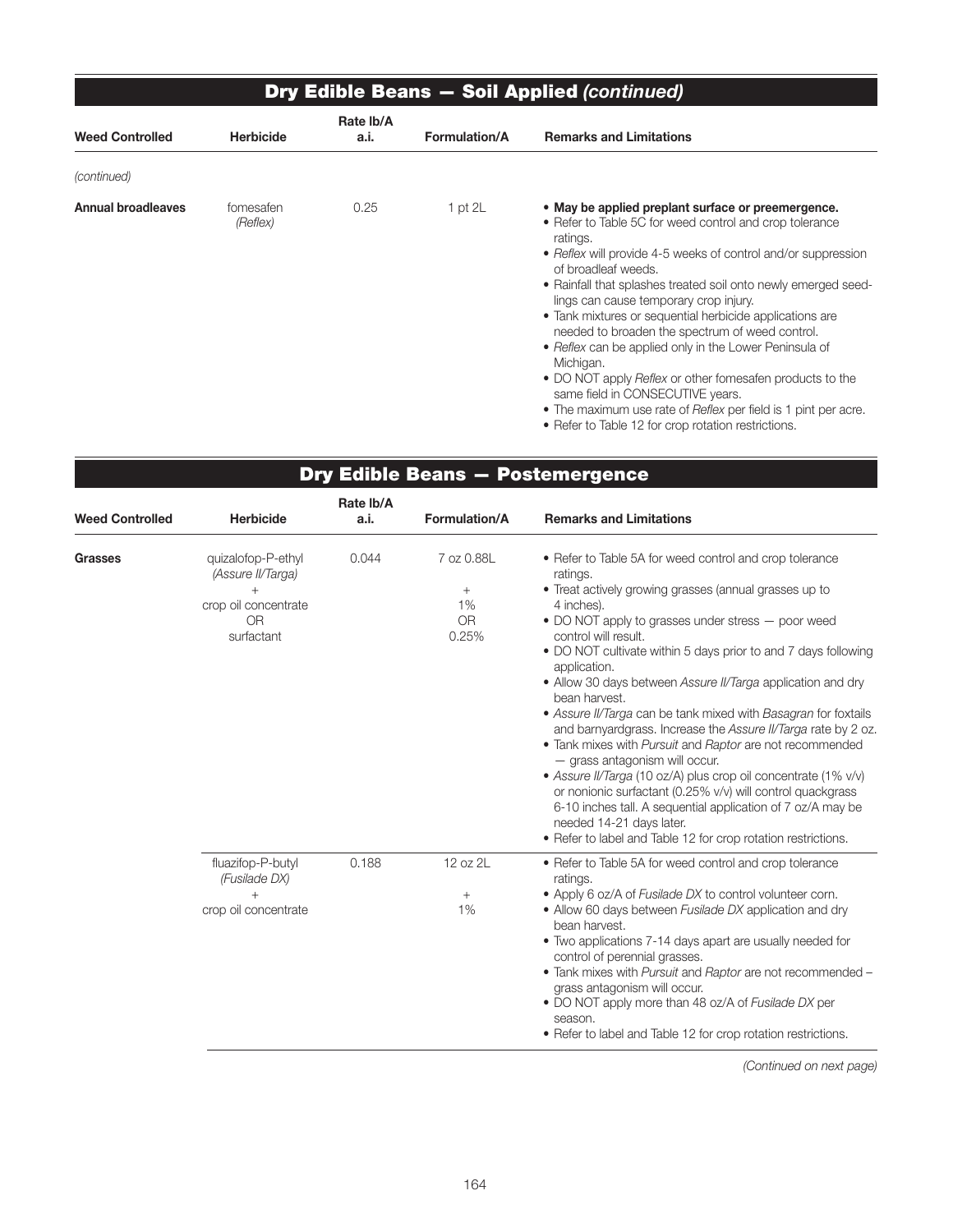## Dry Edible Beans — Soil Applied *(continued)*

| Weed Controlled | Herbicide | Rate lb/A a.i. | Formulation/A | Remarks and Limitations |
|---|---|---|---|---|
| *(continued)* | | | | |
| **Annual broadleaves** | fomesafen *(Reflex)* | 0.25 | 1 pt 2L | • **May be applied preplant surface or preemergence.**<br>• Refer to Table 5C for weed control and crop tolerance ratings.<br>• *Reflex* will provide 4-5 weeks of control and/or suppression of broadleaf weeds.<br>• Rainfall that splashes treated soil onto newly emerged seedlings can cause temporary crop injury.<br>• Tank mixtures or sequential herbicide applications are needed to broaden the spectrum of weed control.<br>• *Reflex* can be applied only in the Lower Peninsula of Michigan.<br>• DO NOT apply *Reflex* or other fomesafen products to the same field in CONSECUTIVE years.<br>• The maximum use rate of *Reflex* per field is 1 pint per acre.<br>• Refer to Table 12 for crop rotation restrictions. |

## Dry Edible Beans — Postemergence

| Weed Controlled | Herbicide | Rate lb/A a.i. | Formulation/A | Remarks and Limitations |
|---|---|---|---|---|
| **Grasses** | quizalofop-P-ethyl *(Assure II/Targa)*<br>+<br>crop oil concentrate<br>OR<br>surfactant | 0.044 | 7 oz 0.88L<br>+<br>1%<br>OR<br>0.25% | • Refer to Table 5A for weed control and crop tolerance ratings.<br>• Treat actively growing grasses (annual grasses up to 4 inches).<br>• DO NOT apply to grasses under stress — poor weed control will result.<br>• DO NOT cultivate within 5 days prior to and 7 days following application.<br>• Allow 30 days between *Assure II/Targa* application and dry bean harvest.<br>• *Assure II/Targa* can be tank mixed with *Basagran* for foxtails and barnyardgrass. Increase the *Assure II/Targa* rate by 2 oz.<br>• Tank mixes with *Pursuit* and *Raptor* are not recommended — grass antagonism will occur.<br>• *Assure II/Targa* (10 oz/A) plus crop oil concentrate (1% v/v) or nonionic surfactant (0.25% v/v) will control quackgrass 6-10 inches tall. A sequential application of 7 oz/A may be needed 14-21 days later.<br>• Refer to label and Table 12 for crop rotation restrictions. |
| | fluazifop-P-butyl *(Fusilade DX)*<br>+<br>crop oil concentrate | 0.188 | 12 oz 2L<br>+<br>1% | • Refer to Table 5A for weed control and crop tolerance ratings.<br>• Apply 6 oz/A of *Fusilade DX* to control volunteer corn.<br>• Allow 60 days between *Fusilade DX* application and dry bean harvest.<br>• Two applications 7-14 days apart are usually needed for control of perennial grasses.<br>• Tank mixes with *Pursuit* and *Raptor* are not recommended – grass antagonism will occur.<br>• DO NOT apply more than 48 oz/A of *Fusilade DX* per season.<br>• Refer to label and Table 12 for crop rotation restrictions. |

*(Continued on next page)*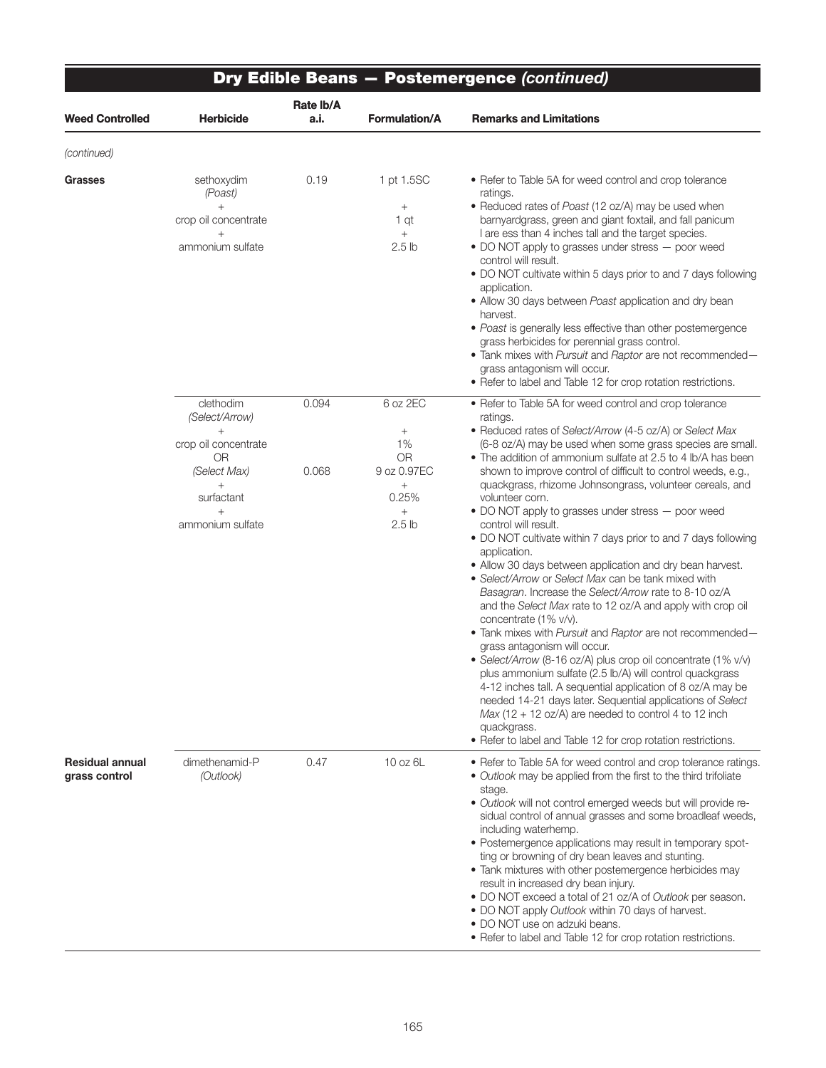## Dry Edible Beans — Postemergence *(continued)*

| Weed Controlled | Herbicide | Rate lb/A a.i. | Formulation/A | Remarks and Limitations |
|---|---|---|---|---|
| *(continued)* | | | | |
| **Grasses** | sethoxydim *(Poast)* + crop oil concentrate + ammonium sulfate | 0.19 | 1 pt 1.5SC + 1 qt + 2.5 lb | • Refer to Table 5A for weed control and crop tolerance ratings.<br>• Reduced rates of *Poast* (12 oz/A) may be used when barnyardgrass, green and giant foxtail, and fall panicum l are ess than 4 inches tall and the target species.<br>• DO NOT apply to grasses under stress — poor weed control will result.<br>• DO NOT cultivate within 5 days prior to and 7 days following application.<br>• Allow 30 days between *Poast* application and dry bean harvest.<br>• *Poast* is generally less effective than other postemergence grass herbicides for perennial grass control.<br>• Tank mixes with *Pursuit* and *Raptor* are not recommended—grass antagonism will occur.<br>• Refer to label and Table 12 for crop rotation restrictions. |
| | clethodim *(Select/Arrow)* + crop oil concentrate OR *(Select Max)* + surfactant + ammonium sulfate | 0.094<br><br>0.068 | 6 oz 2EC + 1% OR 9 oz 0.97EC + 0.25% + 2.5 lb | • Refer to Table 5A for weed control and crop tolerance ratings.<br>• Reduced rates of *Select/Arrow* (4-5 oz/A) or *Select Max* (6-8 oz/A) may be used when some grass species are small.<br>• The addition of ammonium sulfate at 2.5 to 4 lb/A has been shown to improve control of difficult to control weeds, e.g., quackgrass, rhizome Johnsongrass, volunteer cereals, and volunteer corn.<br>• DO NOT apply to grasses under stress — poor weed control will result.<br>• DO NOT cultivate within 7 days prior to and 7 days following application.<br>• Allow 30 days between application and dry bean harvest.<br>• *Select/Arrow* or *Select Max* can be tank mixed with *Basagran*. Increase the *Select/Arrow* rate to 8-10 oz/A and the *Select Max* rate to 12 oz/A and apply with crop oil concentrate (1% v/v).<br>• Tank mixes with *Pursuit* and *Raptor* are not recommended—grass antagonism will occur.<br>• *Select/Arrow* (8-16 oz/A) plus crop oil concentrate (1% v/v) plus ammonium sulfate (2.5 lb/A) will control quackgrass 4-12 inches tall. A sequential application of 8 oz/A may be needed 14-21 days later. Sequential applications of *Select Max* (12 + 12 oz/A) are needed to control 4 to 12 inch quackgrass.<br>• Refer to label and Table 12 for crop rotation restrictions. |
| **Residual annual grass control** | dimethenamid-P *(Outlook)* | 0.47 | 10 oz 6L | • Refer to Table 5A for weed control and crop tolerance ratings.<br>• *Outlook* may be applied from the first to the third trifoliate stage.<br>• *Outlook* will not control emerged weeds but will provide residual control of annual grasses and some broadleaf weeds, including waterhemp.<br>• Postemergence applications may result in temporary spotting or browning of dry bean leaves and stunting.<br>• Tank mixtures with other postemergence herbicides may result in increased dry bean injury.<br>• DO NOT exceed a total of 21 oz/A of *Outlook* per season.<br>• DO NOT apply *Outlook* within 70 days of harvest.<br>• DO NOT use on adzuki beans.<br>• Refer to label and Table 12 for crop rotation restrictions. |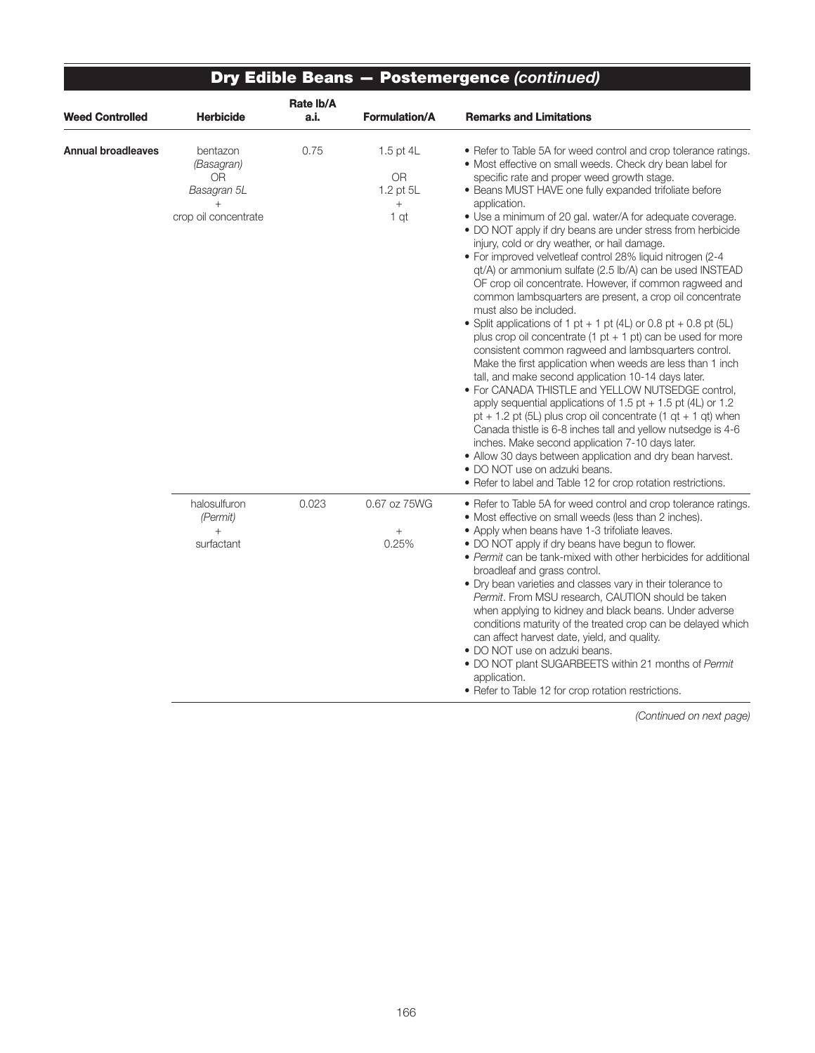## Dry Edible Beans — Postemergence *(continued)*

| Weed Controlled | Herbicide | Rate lb/A a.i. | Formulation/A | Remarks and Limitations |
|---|---|---|---|---|
| **Annual broadleaves** | bentazon *(Basagran)* OR *Basagran 5L* + crop oil concentrate | 0.75 | 1.5 pt 4L OR 1.2 pt 5L + 1 qt | • Refer to Table 5A for weed control and crop tolerance ratings.<br>• Most effective on small weeds. Check dry bean label for specific rate and proper weed growth stage.<br>• Beans MUST HAVE one fully expanded trifoliate before application.<br>• Use a minimum of 20 gal. water/A for adequate coverage.<br>• DO NOT apply if dry beans are under stress from herbicide injury, cold or dry weather, or hail damage.<br>• For improved velvetleaf control 28% liquid nitrogen (2-4 qt/A) or ammonium sulfate (2.5 lb/A) can be used INSTEAD OF crop oil concentrate. However, if common ragweed and common lambsquarters are present, a crop oil concentrate must also be included.<br>• Split applications of 1 pt + 1 pt (4L) or 0.8 pt + 0.8 pt (5L) plus crop oil concentrate (1 pt + 1 pt) can be used for more consistent common ragweed and lambsquarters control. Make the first application when weeds are less than 1 inch tall, and make second application 10-14 days later.<br>• For CANADA THISTLE and YELLOW NUTSEDGE control, apply sequential applications of 1.5 pt + 1.5 pt (4L) or 1.2 pt + 1.2 pt (5L) plus crop oil concentrate (1 qt + 1 qt) when Canada thistle is 6-8 inches tall and yellow nutsedge is 4-6 inches. Make second application 7-10 days later.<br>• Allow 30 days between application and dry bean harvest.<br>• DO NOT use on adzuki beans.<br>• Refer to label and Table 12 for crop rotation restrictions. |
| | halosulfuron *(Permit)* + surfactant | 0.023 | 0.67 oz 75WG + 0.25% | • Refer to Table 5A for weed control and crop tolerance ratings.<br>• Most effective on small weeds (less than 2 inches).<br>• Apply when beans have 1-3 trifoliate leaves.<br>• DO NOT apply if dry beans have begun to flower.<br>• *Permit* can be tank-mixed with other herbicides for additional broadleaf and grass control.<br>• Dry bean varieties and classes vary in their tolerance to *Permit*. From MSU research, CAUTION should be taken when applying to kidney and black beans. Under adverse conditions maturity of the treated crop can be delayed which can affect harvest date, yield, and quality.<br>• DO NOT use on adzuki beans.<br>• DO NOT plant SUGARBEETS within 21 months of *Permit* application.<br>• Refer to Table 12 for crop rotation restrictions. |

*(Continued on next page)*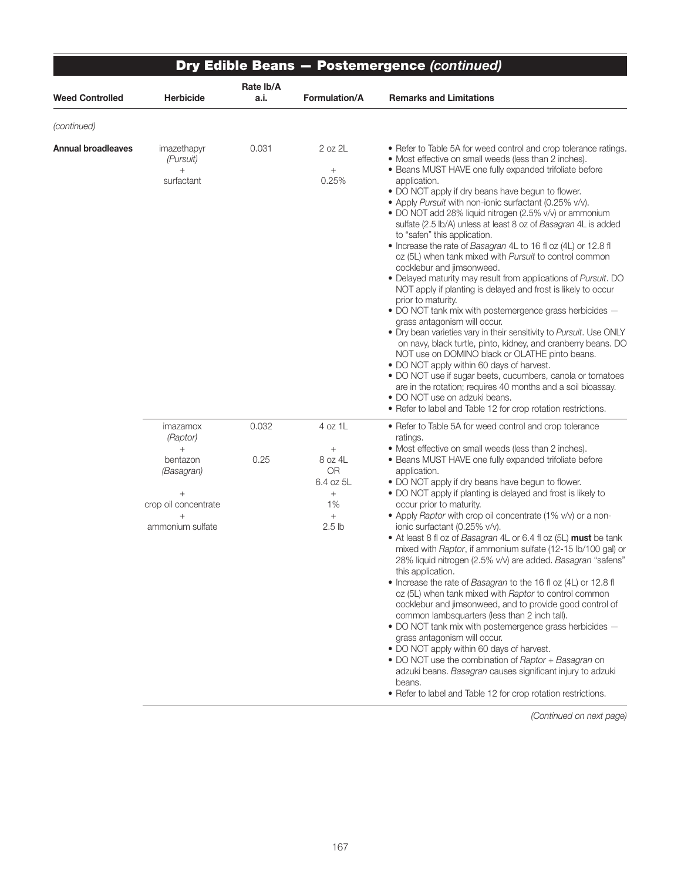## Dry Edible Beans — Postemergence *(continued)*

| Weed Controlled | Herbicide | Rate lb/A a.i. | Formulation/A | Remarks and Limitations |
|---|---|---|---|---|
| *(continued)* | | | | |
| **Annual broadleaves** | imazethapyr (*Pursuit*) + surfactant | 0.031 | 2 oz 2L + 0.25% | • Refer to Table 5A for weed control and crop tolerance ratings.<br>• Most effective on small weeds (less than 2 inches).<br>• Beans MUST HAVE one fully expanded trifoliate before application.<br>• DO NOT apply if dry beans have begun to flower.<br>• Apply *Pursuit* with non-ionic surfactant (0.25% v/v).<br>• DO NOT add 28% liquid nitrogen (2.5% v/v) or ammonium sulfate (2.5 lb/A) unless at least 8 oz of *Basagran* 4L is added to "safen" this application.<br>• Increase the rate of *Basagran* 4L to 16 fl oz (4L) or 12.8 fl oz (5L) when tank mixed with *Pursuit* to control common cocklebur and jimsonweed.<br>• Delayed maturity may result from applications of *Pursuit*. DO NOT apply if planting is delayed and frost is likely to occur prior to maturity.<br>• DO NOT tank mix with postemergence grass herbicides — grass antagonism will occur.<br>• Dry bean varieties vary in their sensitivity to *Pursuit*. Use ONLY on navy, black turtle, pinto, kidney, and cranberry beans. DO NOT use on DOMINO black or OLATHE pinto beans.<br>• DO NOT apply within 60 days of harvest.<br>• DO NOT use if sugar beets, cucumbers, canola or tomatoes are in the rotation; requires 40 months and a soil bioassay.<br>• DO NOT use on adzuki beans.<br>• Refer to label and Table 12 for crop rotation restrictions. |
| | imazamox (*Raptor*) + bentazon (*Basagran*) + crop oil concentrate + ammonium sulfate | 0.032<br><br>0.25 | 4 oz 1L + 8 oz 4L OR 6.4 oz 5L + 1% + 2.5 lb | • Refer to Table 5A for weed control and crop tolerance ratings.<br>• Most effective on small weeds (less than 2 inches).<br>• Beans MUST HAVE one fully expanded trifoliate before application.<br>• DO NOT apply if dry beans have begun to flower.<br>• DO NOT apply if planting is delayed and frost is likely to occur prior to maturity.<br>• Apply *Raptor* with crop oil concentrate (1% v/v) or a non-ionic surfactant (0.25% v/v).<br>• At least 8 fl oz of *Basagran* 4L or 6.4 fl oz (5L) **must** be tank mixed with *Raptor*, if ammonium sulfate (12-15 lb/100 gal) or 28% liquid nitrogen (2.5% v/v) are added. *Basagran* "safens" this application.<br>• Increase the rate of *Basagran* to the 16 fl oz (4L) or 12.8 fl oz (5L) when tank mixed with *Raptor* to control common cocklebur and jimsonweed, and to provide good control of common lambsquarters (less than 2 inch tall).<br>• DO NOT tank mix with postemergence grass herbicides — grass antagonism will occur.<br>• DO NOT apply within 60 days of harvest.<br>• DO NOT use the combination of *Raptor* + *Basagran* on adzuki beans. *Basagran* causes significant injury to adzuki beans.<br>• Refer to label and Table 12 for crop rotation restrictions. |

*(Continued on next page)*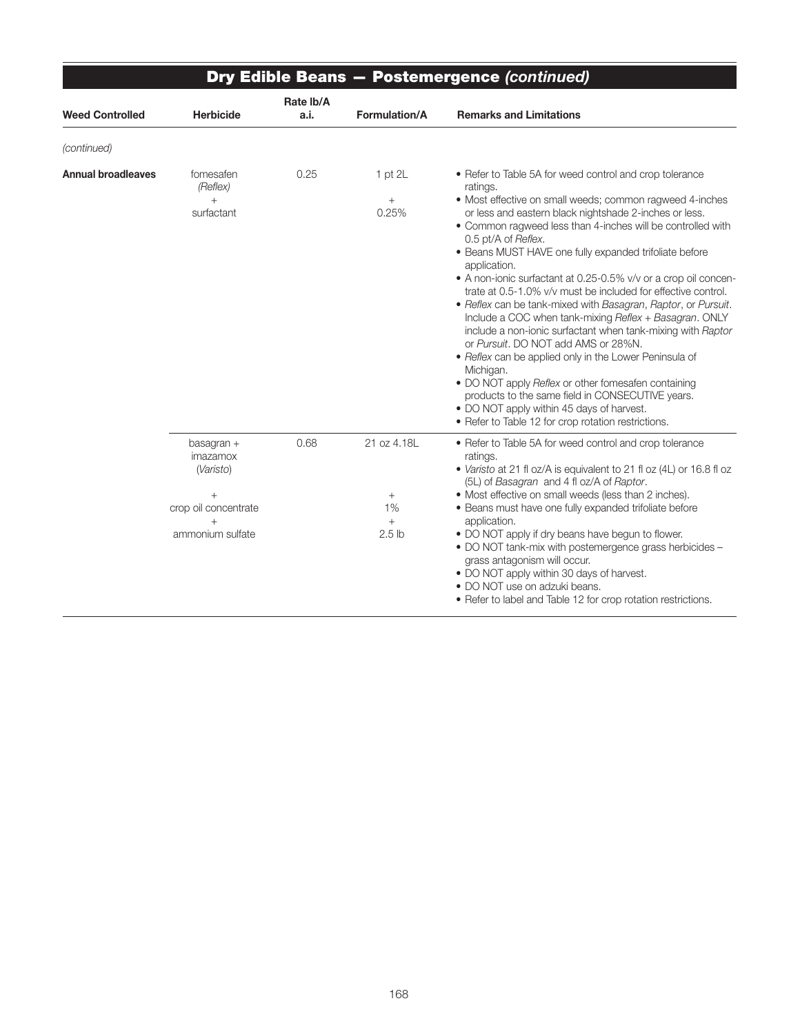## Dry Edible Beans — Postemergence *(continued)*

| Weed Controlled | Herbicide | Rate lb/A a.i. | Formulation/A | Remarks and Limitations |
|---|---|---|---|---|
| *(continued)* | | | | |
| **Annual broadleaves** | fomesafen *(Reflex)* + surfactant | 0.25 | 1 pt 2L + 0.25% | • Refer to Table 5A for weed control and crop tolerance ratings.<br>• Most effective on small weeds; common ragweed 4-inches or less and eastern black nightshade 2-inches or less.<br>• Common ragweed less than 4-inches will be controlled with 0.5 pt/A of *Reflex*.<br>• Beans MUST HAVE one fully expanded trifoliate before application.<br>• A non-ionic surfactant at 0.25-0.5% v/v or a crop oil concentrate at 0.5-1.0% v/v must be included for effective control.<br>• *Reflex* can be tank-mixed with *Basagran*, *Raptor*, or *Pursuit*. Include a COC when tank-mixing *Reflex* + *Basagran*. ONLY include a non-ionic surfactant when tank-mixing with *Raptor* or *Pursuit*. DO NOT add AMS or 28%N.<br>• *Reflex* can be applied only in the Lower Peninsula of Michigan.<br>• DO NOT apply *Reflex* or other fomesafen containing products to the same field in CONSECUTIVE years.<br>• DO NOT apply within 45 days of harvest.<br>• Refer to Table 12 for crop rotation restrictions. |
| | basagran + imazamox (*Varisto*) + crop oil concentrate + ammonium sulfate | 0.68 | 21 oz 4.18L + 1% + 2.5 lb | • Refer to Table 5A for weed control and crop tolerance ratings.<br>• *Varisto* at 21 fl oz/A is equivalent to 21 fl oz (4L) or 16.8 fl oz (5L) of *Basagran* and 4 fl oz/A of *Raptor*.<br>• Most effective on small weeds (less than 2 inches).<br>• Beans must have one fully expanded trifoliate before application.<br>• DO NOT apply if dry beans have begun to flower.<br>• DO NOT tank-mix with postemergence grass herbicides – grass antagonism will occur.<br>• DO NOT apply within 30 days of harvest.<br>• DO NOT use on adzuki beans.<br>• Refer to label and Table 12 for crop rotation restrictions. |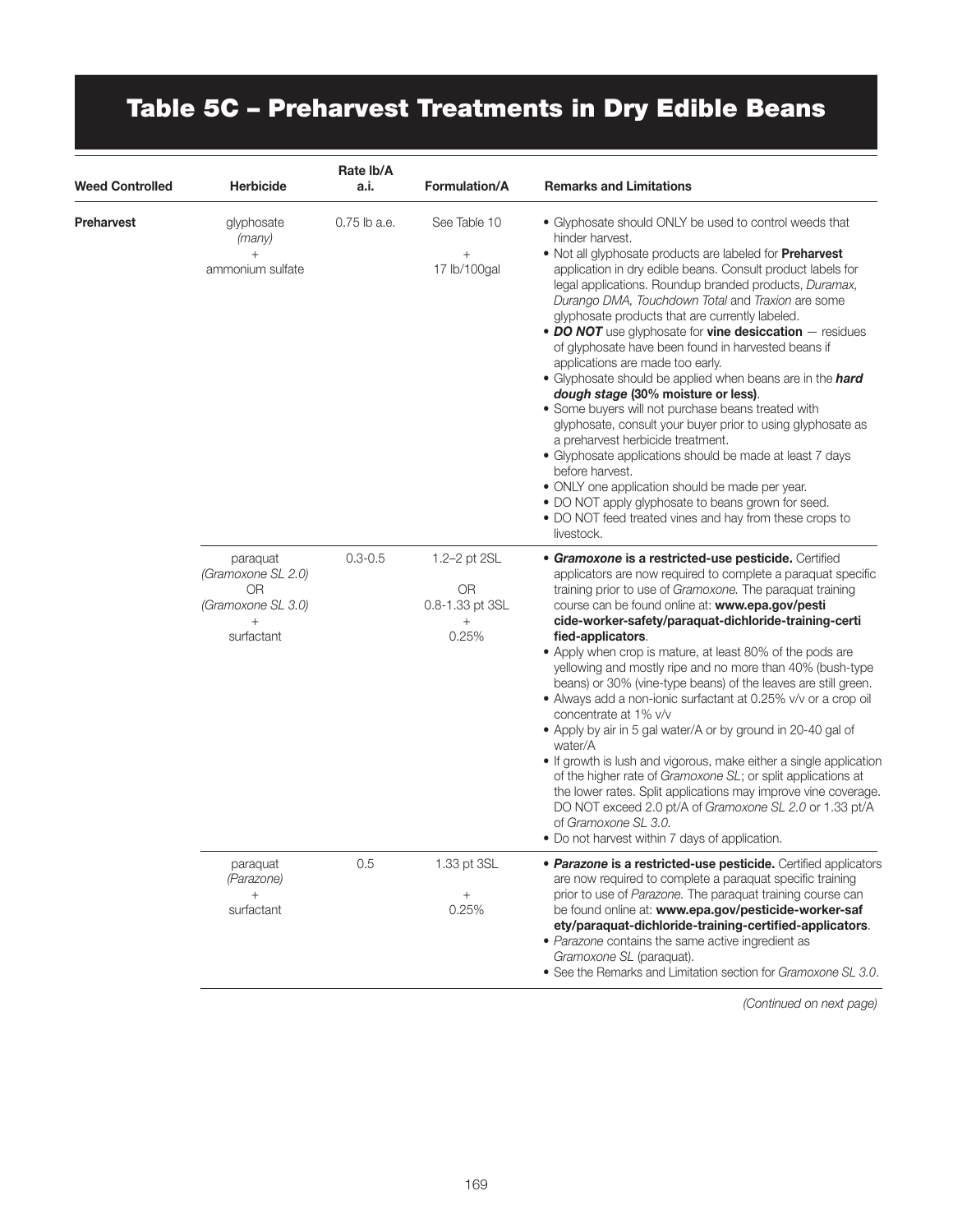# Table 5C – Preharvest Treatments in Dry Edible Beans

| Weed Controlled | Herbicide | Rate lb/A a.i. | Formulation/A | Remarks and Limitations |
|---|---|---|---|---|
| **Preharvest** | glyphosate *(many)* + ammonium sulfate | 0.75 lb a.e. | See Table 10 + 17 lb/100gal | • Glyphosate should ONLY be used to control weeds that hinder harvest.<br>• Not all glyphosate products are labeled for **Preharvest** application in dry edible beans. Consult product labels for legal applications. Roundup branded products, *Duramax, Durango DMA, Touchdown Total* and *Traxion* are some glyphosate products that are currently labeled.<br>• ***DO NOT*** use glyphosate for **vine desiccation** — residues of glyphosate have been found in harvested beans if applications are made too early.<br>• Glyphosate should be applied when beans are in the ***hard dough stage*** **(30% moisture or less)**.<br>• Some buyers will not purchase beans treated with glyphosate, consult your buyer prior to using glyphosate as a preharvest herbicide treatment.<br>• Glyphosate applications should be made at least 7 days before harvest.<br>• ONLY one application should be made per year.<br>• DO NOT apply glyphosate to beans grown for seed.<br>• DO NOT feed treated vines and hay from these crops to livestock. |
| | paraquat *(Gramoxone SL 2.0)* OR *(Gramoxone SL 3.0)* + surfactant | 0.3-0.5 | 1.2–2 pt 2SL OR 0.8-1.33 pt 3SL + 0.25% | • ***Gramoxone*** **is a restricted-use pesticide.** Certified applicators are now required to complete a paraquat specific training prior to use of *Gramoxone.* The paraquat training course can be found online at: **www.epa.gov/pesticide-worker-safety/paraquat-dichloride-training-certified-applicators**.<br>• Apply when crop is mature, at least 80% of the pods are yellowing and mostly ripe and no more than 40% (bush-type beans) or 30% (vine-type beans) of the leaves are still green.<br>• Always add a non-ionic surfactant at 0.25% v/v or a crop oil concentrate at 1% v/v<br>• Apply by air in 5 gal water/A or by ground in 20-40 gal of water/A<br>• If growth is lush and vigorous, make either a single application of the higher rate of *Gramoxone SL*; or split applications at the lower rates. Split applications may improve vine coverage. DO NOT exceed 2.0 pt/A of *Gramoxone SL 2.0* or 1.33 pt/A of *Gramoxone SL 3.0.*<br>• Do not harvest within 7 days of application. |
| | paraquat *(Parazone)* + surfactant | 0.5 | 1.33 pt 3SL + 0.25% | • ***Parazone*** **is a restricted-use pesticide.** Certified applicators are now required to complete a paraquat specific training prior to use of *Parazone.* The paraquat training course can be found online at: **www.epa.gov/pesticide-worker-safety/paraquat-dichloride-training-certified-applicators**.<br>• *Parazone* contains the same active ingredient as *Gramoxone SL* (paraquat).<br>• See the Remarks and Limitation section for *Gramoxone SL 3.0*. |

*(Continued on next page)*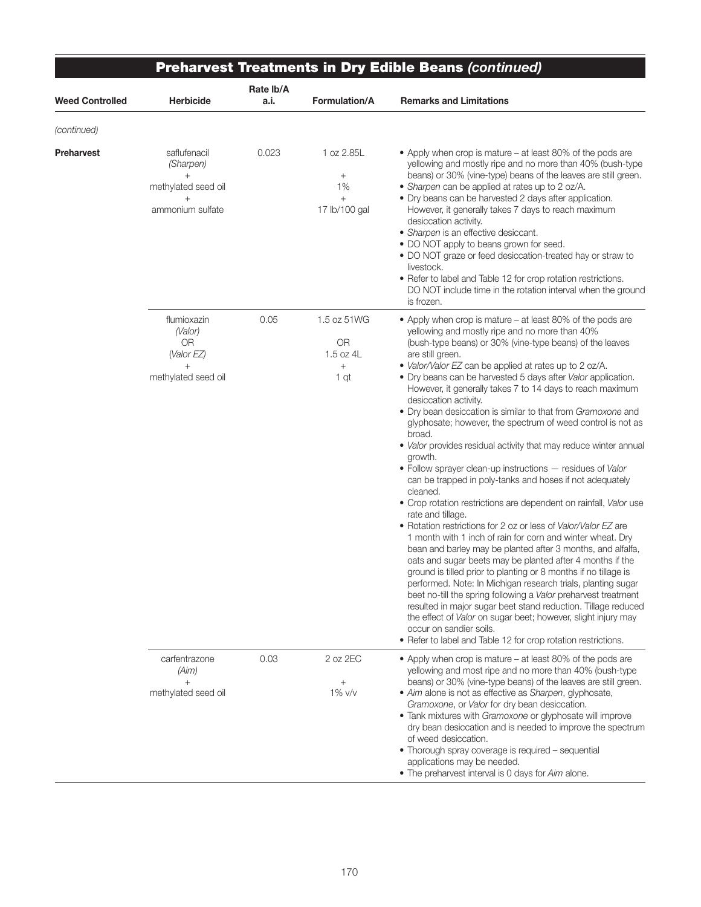## Preharvest Treatments in Dry Edible Beans *(continued)*

| Weed Controlled | Herbicide | Rate lb/A a.i. | Formulation/A | Remarks and Limitations |
|---|---|---|---|---|
| *(continued)* | | | | |
| **Preharvest** | saflufenacil *(Sharpen)* + methylated seed oil + ammonium sulfate | 0.023 | 1 oz 2.85L + 1% + 17 lb/100 gal | • Apply when crop is mature – at least 80% of the pods are yellowing and mostly ripe and no more than 40% (bush-type beans) or 30% (vine-type) beans of the leaves are still green.<br>• *Sharpen* can be applied at rates up to 2 oz/A.<br>• Dry beans can be harvested 2 days after application. However, it generally takes 7 days to reach maximum desiccation activity.<br>• *Sharpen* is an effective desiccant.<br>• DO NOT apply to beans grown for seed.<br>• DO NOT graze or feed desiccation-treated hay or straw to livestock.<br>• Refer to label and Table 12 for crop rotation restrictions. DO NOT include time in the rotation interval when the ground is frozen. |
| | flumioxazin *(Valor)* OR *(Valor EZ)* + methylated seed oil | 0.05 | 1.5 oz 51WG OR 1.5 oz 4L + 1 qt | • Apply when crop is mature – at least 80% of the pods are yellowing and mostly ripe and no more than 40% (bush-type beans) or 30% (vine-type beans) of the leaves are still green.<br>• *Valor/Valor EZ* can be applied at rates up to 2 oz/A.<br>• Dry beans can be harvested 5 days after *Valor* application. However, it generally takes 7 to 14 days to reach maximum desiccation activity.<br>• Dry bean desiccation is similar to that from *Gramoxone* and glyphosate; however, the spectrum of weed control is not as broad.<br>• *Valor* provides residual activity that may reduce winter annual growth.<br>• Follow sprayer clean-up instructions — residues of *Valor* can be trapped in poly-tanks and hoses if not adequately cleaned.<br>• Crop rotation restrictions are dependent on rainfall, *Valor* use rate and tillage.<br>• Rotation restrictions for 2 oz or less of *Valor/Valor EZ* are 1 month with 1 inch of rain for corn and winter wheat. Dry bean and barley may be planted after 3 months, and alfalfa, oats and sugar beets may be planted after 4 months if the ground is tilled prior to planting or 8 months if no tillage is performed. Note: In Michigan research trials, planting sugar beet no-till the spring following a *Valor* preharvest treatment resulted in major sugar beet stand reduction. Tillage reduced the effect of *Valor* on sugar beet; however, slight injury may occur on sandier soils.<br>• Refer to label and Table 12 for crop rotation restrictions. |
| | carfentrazone *(Aim)* + methylated seed oil | 0.03 | 2 oz 2EC + 1% v/v | • Apply when crop is mature – at least 80% of the pods are yellowing and most ripe and no more than 40% (bush-type beans) or 30% (vine-type beans) of the leaves are still green.<br>• *Aim* alone is not as effective as *Sharpen*, glyphosate, *Gramoxone*, or *Valor* for dry bean desiccation.<br>• Tank mixtures with *Gramoxone* or glyphosate will improve dry bean desiccation and is needed to improve the spectrum of weed desiccation.<br>• Thorough spray coverage is required – sequential applications may be needed.<br>• The preharvest interval is 0 days for *Aim* alone. |